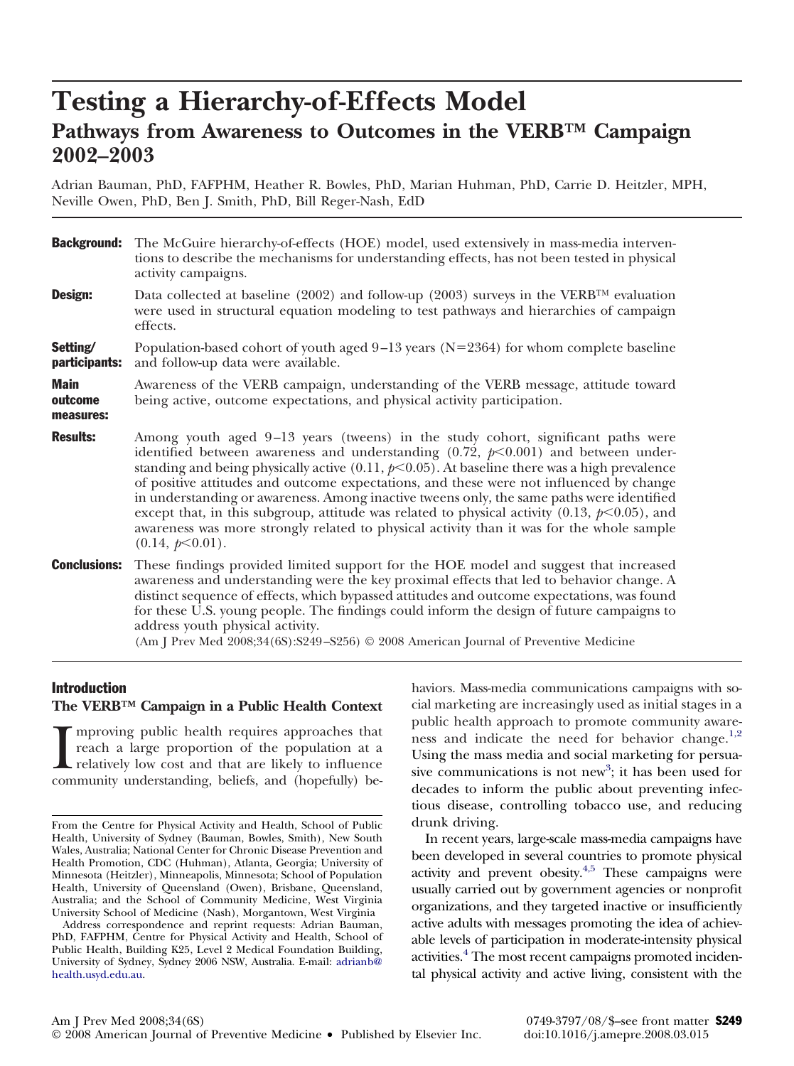# Testing a Hierarchy-of-Effects Model

## Pathways from Awareness to Outcomes in the VERB™ Campaign 2002–2003

Adrian Bauman, PhD, FAFPHM, Heather R. Bowles, PhD, Marian Huhman, PhD, Carrie D. Heitzler, MPH, Neville Owen, PhD, Ben J. Smith, PhD, Bill Reger-Nash, EdD

**Background:** The McGuire hierarchy-of-effects (HOE) model, used extensively in mass-media interventions to describe the mechanisms for understanding effects, has not been tested in physical activity campaigns.

**Design:** Data collected at baseline (2002) and follow-up (2003) surveys in the VERB™ evaluation were used in structural equation modeling to test pathways and hierarchies of campaign effects.

**Setting/participants:** Population-based cohort of youth aged 9–13 years (N=2364) for whom complete baseline and follow-up data were available.

**Main outcome measures:** Awareness of the VERB campaign, understanding of the VERB message, attitude toward being active, outcome expectations, and physical activity participation.

**Results:** Among youth aged 9–13 years (tweens) in the study cohort, significant paths were identified between awareness and understanding (0.72, $p<0.001$) and between understanding and being physically active (0.11, $p<0.05$). At baseline there was a high prevalence of positive attitudes and outcome expectations, and these were not influenced by change in understanding or awareness. Among inactive tweens only, the same paths were identified except that, in this subgroup, attitude was related to physical activity (0.13, $p<0.05$), and awareness was more strongly related to physical activity than it was for the whole sample (0.14, $p<0.01$).

**Conclusions:** These findings provided limited support for the HOE model and suggest that increased awareness and understanding were the key proximal effects that led to behavior change. A distinct sequence of effects, which bypassed attitudes and outcome expectations, was found for these U.S. young people. The findings could inform the design of future campaigns to address youth physical activity.

(Am J Prev Med 2008;34(6S):S249–S256) © 2008 American Journal of Preventive Medicine

## Introduction

### The VERB™ Campaign in a Public Health Context

Improving public health requires approaches that reach a large proportion of the population at a relatively low cost and that are likely to influence community understanding, beliefs, and (hopefully) behaviors. Mass-media communications campaigns with social marketing are increasingly used as initial stages in a public health approach to promote community awareness and indicate the need for behavior change.[1,2] Using the mass media and social marketing for persuasive communications is not new[3]; it has been used for decades to inform the public about preventing infectious disease, controlling tobacco use, and reducing drunk driving.

In recent years, large-scale mass-media campaigns have been developed in several countries to promote physical activity and prevent obesity.[4,5] These campaigns were usually carried out by government agencies or nonprofit organizations, and they targeted inactive or insufficiently active adults with messages promoting the idea of achievable levels of participation in moderate-intensity physical activities.[4] The most recent campaigns promoted incidental physical activity and active living, consistent with the

From the Centre for Physical Activity and Health, School of Public Health, University of Sydney (Bauman, Bowles, Smith), New South Wales, Australia; National Center for Chronic Disease Prevention and Health Promotion, CDC (Huhman), Atlanta, Georgia; University of Minnesota (Heitzler), Minneapolis, Minnesota; School of Population Health, University of Queensland (Owen), Brisbane, Queensland, Australia; and the School of Community Medicine, West Virginia University School of Medicine (Nash), Morgantown, West Virginia

Address correspondence and reprint requests: Adrian Bauman, PhD, FAFPHM, Centre for Physical Activity and Health, School of Public Health, Building K25, Level 2 Medical Foundation Building, University of Sydney, Sydney 2006 NSW, Australia. E-mail: adrianb@health.usyd.edu.au.

0749-3797/08/$–see front matter
doi:10.1016/j.amepre.2008.03.015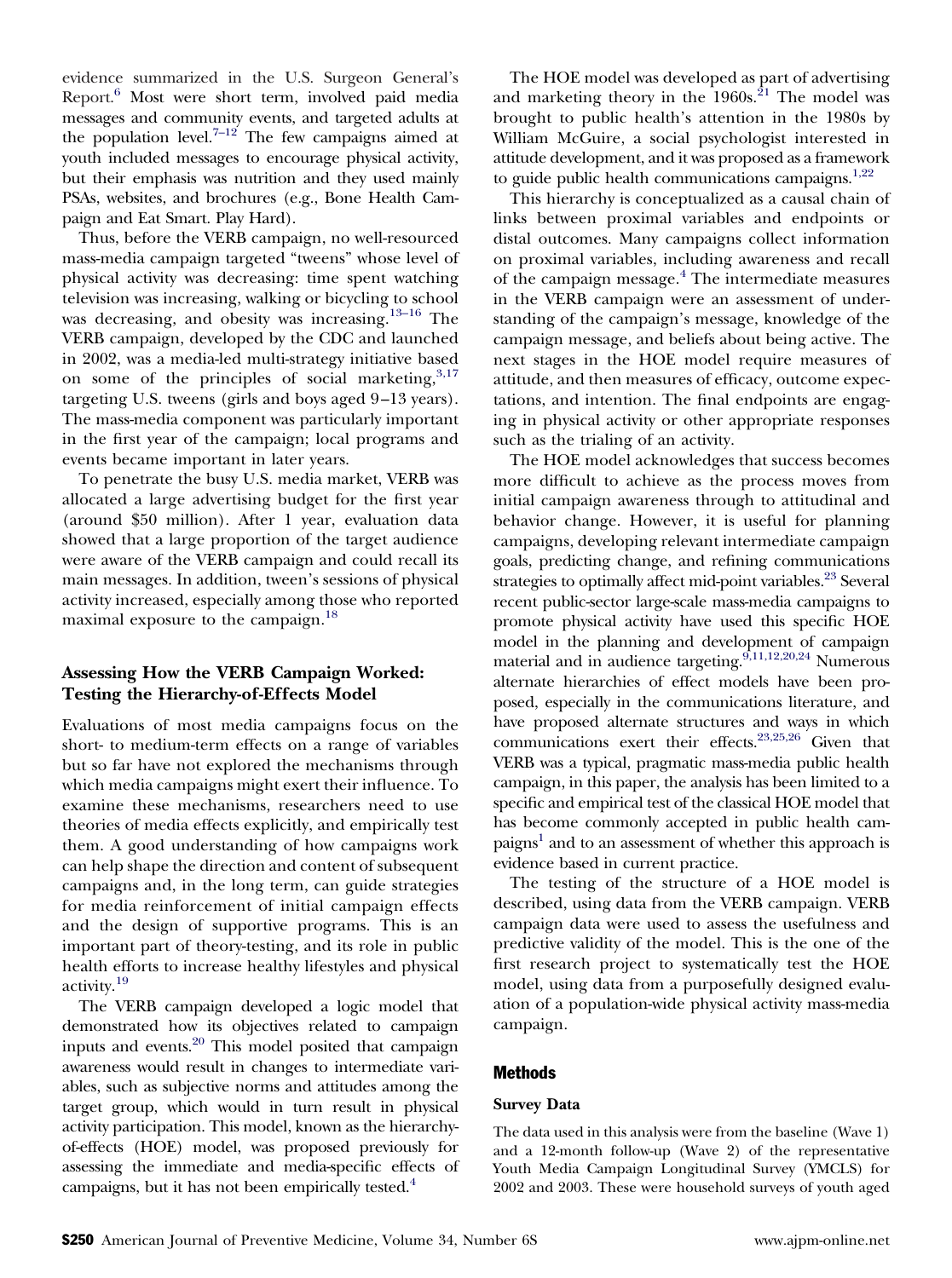evidence summarized in the U.S. Surgeon General's Report.[6] Most were short term, involved paid media messages and community events, and targeted adults at the population level.[7–12] The few campaigns aimed at youth included messages to encourage physical activity, but their emphasis was nutrition and they used mainly PSAs, websites, and brochures (e.g., Bone Health Campaign and Eat Smart. Play Hard).

Thus, before the VERB campaign, no well-resourced mass-media campaign targeted "tweens" whose level of physical activity was decreasing: time spent watching television was increasing, walking or bicycling to school was decreasing, and obesity was increasing.[13–16] The VERB campaign, developed by the CDC and launched in 2002, was a media-led multi-strategy initiative based on some of the principles of social marketing,[3,17] targeting U.S. tweens (girls and boys aged 9–13 years). The mass-media component was particularly important in the first year of the campaign; local programs and events became important in later years.

To penetrate the busy U.S. media market, VERB was allocated a large advertising budget for the first year (around $50 million). After 1 year, evaluation data showed that a large proportion of the target audience were aware of the VERB campaign and could recall its main messages. In addition, tween's sessions of physical activity increased, especially among those who reported maximal exposure to the campaign.[18]

### Assessing How the VERB Campaign Worked: Testing the Hierarchy-of-Effects Model

Evaluations of most media campaigns focus on the short- to medium-term effects on a range of variables but so far have not explored the mechanisms through which media campaigns might exert their influence. To examine these mechanisms, researchers need to use theories of media effects explicitly, and empirically test them. A good understanding of how campaigns work can help shape the direction and content of subsequent campaigns and, in the long term, can guide strategies for media reinforcement of initial campaign effects and the design of supportive programs. This is an important part of theory-testing, and its role in public health efforts to increase healthy lifestyles and physical activity.[19]

The VERB campaign developed a logic model that demonstrated how its objectives related to campaign inputs and events.[20] This model posited that campaign awareness would result in changes to intermediate variables, such as subjective norms and attitudes among the target group, which would in turn result in physical activity participation. This model, known as the hierarchy-of-effects (HOE) model, was proposed previously for assessing the immediate and media-specific effects of campaigns, but it has not been empirically tested.[4]

The HOE model was developed as part of advertising and marketing theory in the 1960s.[21] The model was brought to public health's attention in the 1980s by William McGuire, a social psychologist interested in attitude development, and it was proposed as a framework to guide public health communications campaigns.[1,22]

This hierarchy is conceptualized as a causal chain of links between proximal variables and endpoints or distal outcomes. Many campaigns collect information on proximal variables, including awareness and recall of the campaign message.[4] The intermediate measures in the VERB campaign were an assessment of understanding of the campaign's message, knowledge of the campaign message, and beliefs about being active. The next stages in the HOE model require measures of attitude, and then measures of efficacy, outcome expectations, and intention. The final endpoints are engaging in physical activity or other appropriate responses such as the trialing of an activity.

The HOE model acknowledges that success becomes more difficult to achieve as the process moves from initial campaign awareness through to attitudinal and behavior change. However, it is useful for planning campaigns, developing relevant intermediate campaign goals, predicting change, and refining communications strategies to optimally affect mid-point variables.[23] Several recent public-sector large-scale mass-media campaigns to promote physical activity have used this specific HOE model in the planning and development of campaign material and in audience targeting.[9,11,12,20,24] Numerous alternate hierarchies of effect models have been proposed, especially in the communications literature, and have proposed alternate structures and ways in which communications exert their effects.[23,25,26] Given that VERB was a typical, pragmatic mass-media public health campaign, in this paper, the analysis has been limited to a specific and empirical test of the classical HOE model that has become commonly accepted in public health campaigns[1] and to an assessment of whether this approach is evidence based in current practice.

The testing of the structure of a HOE model is described, using data from the VERB campaign. VERB campaign data were used to assess the usefulness and predictive validity of the model. This is the one of the first research project to systematically test the HOE model, using data from a purposefully designed evaluation of a population-wide physical activity mass-media campaign.

## Methods

### Survey Data

The data used in this analysis were from the baseline (Wave 1) and a 12-month follow-up (Wave 2) of the representative Youth Media Campaign Longitudinal Survey (YMCLS) for 2002 and 2003. These were household surveys of youth aged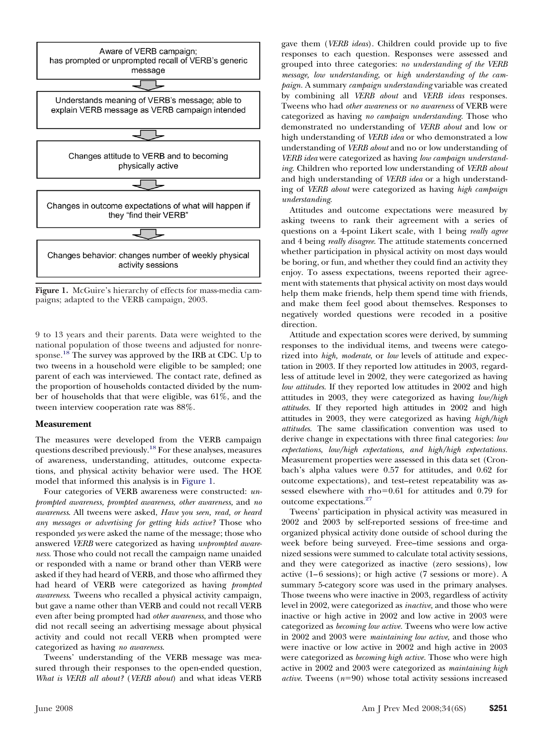Aware of VERB campaign; has prompted or unprompted recall of VERB's generic message

Understands meaning of VERB's message; able to explain VERB message as VERB campaign intended

Changes attitude to VERB and to becoming physically active

Changes in outcome expectations of what will happen if they "find their VERB"

Changes behavior: changes number of weekly physical activity sessions

**Figure 1.** McGuire's hierarchy of effects for mass-media campaigns; adapted to the VERB campaign, 2003.

9 to 13 years and their parents. Data were weighted to the national population of those tweens and adjusted for nonresponse.[18] The survey was approved by the IRB at CDC. Up to two tweens in a household were eligible to be sampled; one parent of each was interviewed. The contact rate, defined as the proportion of households contacted divided by the number of households that that were eligible, was 61%, and the tween interview cooperation rate was 88%.

## Measurement

The measures were developed from the VERB campaign questions described previously.[18] For these analyses, measures of awareness, understanding, attitudes, outcome expectations, and physical activity behavior were used. The HOE model that informed this analysis is in Figure 1.

Four categories of VERB awareness were constructed: *unprompted awareness, prompted awareness, other awareness,* and *no awareness*. All tweens were asked, *Have you seen, read, or heard any messages or advertising for getting kids active?* Those who responded *yes* were asked the name of the message; those who answered *VERB* were categorized as having *unprompted awareness*. Those who could not recall the campaign name unaided or responded with a name or brand other than VERB were asked if they had heard of VERB, and those who affirmed they had heard of VERB were categorized as having *prompted awareness*. Tweens who recalled a physical activity campaign, but gave a name other than VERB and could not recall VERB even after being prompted had *other awareness,* and those who did not recall seeing an advertising message about physical activity and could not recall VERB when prompted were categorized as having *no awareness*.

Tweens' understanding of the VERB message was measured through their responses to the open-ended question, *What is VERB all about?* (*VERB about*) and what ideas VERB gave them (*VERB ideas*). Children could provide up to five responses to each question. Responses were assessed and grouped into three categories: *no understanding of the VERB message, low understanding,* or *high understanding of the campaign*. A summary *campaign understanding* variable was created by combining all *VERB about* and *VERB ideas* responses. Tweens who had *other awareness* or *no awareness* of VERB were categorized as having *no campaign understanding*. Those who demonstrated no understanding of *VERB about* and low or high understanding of *VERB idea* or who demonstrated a low understanding of *VERB about* and no or low understanding of *VERB idea* were categorized as having *low campaign understanding*. Children who reported low understanding of *VERB about* and high understanding of *VERB idea* or a high understanding of *VERB about* were categorized as having *high campaign understanding*.

Attitudes and outcome expectations were measured by asking tweens to rank their agreement with a series of questions on a 4-point Likert scale, with 1 being *really agree* and 4 being *really disagree*. The attitude statements concerned whether participation in physical activity on most days would be boring, or fun, and whether they could find an activity they enjoy. To assess expectations, tweens reported their agreement with statements that physical activity on most days would help them make friends, help them spend time with friends, and make them feel good about themselves. Responses to negatively worded questions were recoded in a positive direction.

Attitude and expectation scores were derived, by summing responses to the individual items, and tweens were categorized into *high, moderate,* or *low* levels of attitude and expectation in 2003. If they reported low attitudes in 2003, regardless of attitude level in 2002, they were categorized as having *low attitudes*. If they reported low attitudes in 2002 and high attitudes in 2003, they were categorized as having *low/high attitudes*. If they reported high attitudes in 2002 and high attitudes in 2003, they were categorized as having *high/high attitudes*. The same classification convention was used to derive change in expectations with three final categories: *low expectations, low/high expectations, and high/high expectations*. Measurement properties were assessed in this data set (Cronbach's alpha values were 0.57 for attitudes, and 0.62 for outcome expectations), and test–retest repeatability was assessed elsewhere with rho=0.61 for attitudes and 0.79 for outcome expectations.[27]

Tweens' participation in physical activity was measured in 2002 and 2003 by self-reported sessions of free-time and organized physical activity done outside of school during the week before being surveyed. Free–time sessions and organized sessions were summed to calculate total activity sessions, and they were categorized as inactive (zero sessions), low active (1–6 sessions); or high active (7 sessions or more). A summary 5-category score was used in the primary analyses. Those tweens who were inactive in 2003, regardless of activity level in 2002, were categorized as *inactive,* and those who were inactive or high active in 2002 and low active in 2003 were categorized as *becoming low active*. Tweens who were low active in 2002 and 2003 were *maintaining low active,* and those who were inactive or low active in 2002 and high active in 2003 were categorized as *becoming high active*. Those who were high active in 2002 and 2003 were categorized as *maintaining high active*. Tweens ($n$=90) whose total activity sessions increased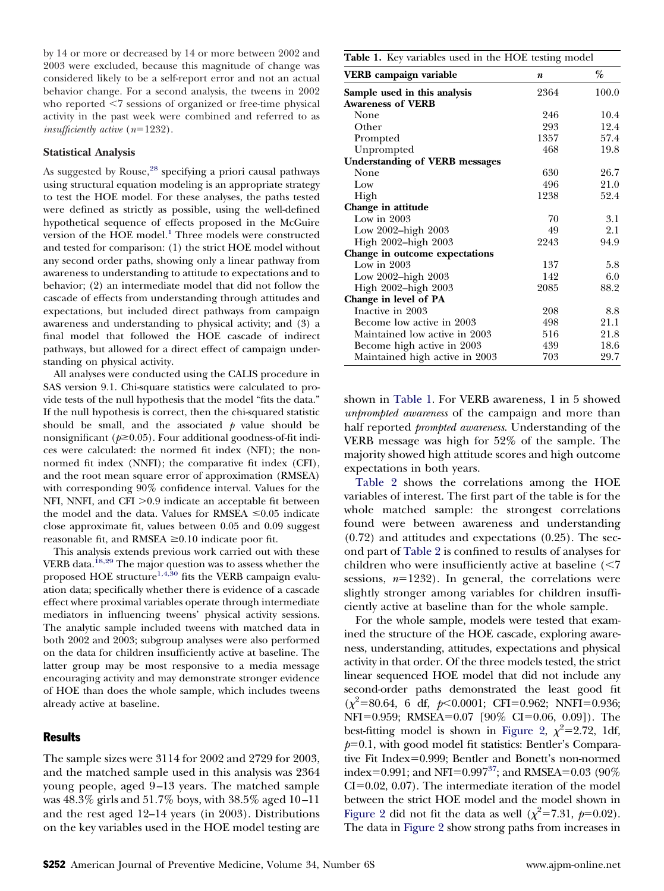by 14 or more or decreased by 14 or more between 2002 and 2003 were excluded, because this magnitude of change was considered likely to be a self-report error and not an actual behavior change. For a second analysis, the tweens in 2002 who reported <7 sessions of organized or free-time physical activity in the past week were combined and referred to as *insufficiently active* ($n$=1232).

### Statistical Analysis

As suggested by Rouse,[28] specifying a priori causal pathways using structural equation modeling is an appropriate strategy to test the HOE model. For these analyses, the paths tested were defined as strictly as possible, using the well-defined hypothetical sequence of effects proposed in the McGuire version of the HOE model.[1] Three models were constructed and tested for comparison: (1) the strict HOE model without any second order paths, showing only a linear pathway from awareness to understanding to attitude to expectations and to behavior; (2) an intermediate model that did not follow the cascade of effects from understanding through attitudes and expectations, but included direct pathways from campaign awareness and understanding to physical activity; and (3) a final model that followed the HOE cascade of indirect pathways, but allowed for a direct effect of campaign understanding on physical activity.

All analyses were conducted using the CALIS procedure in SAS version 9.1. Chi-square statistics were calculated to provide tests of the null hypothesis that the model "fits the data." If the null hypothesis is correct, then the chi-squared statistic should be small, and the associated $p$ value should be nonsignificant ($p \geq 0.05$). Four additional goodness-of-fit indices were calculated: the normed fit index (NFI); the non-normed fit index (NNFI); the comparative fit index (CFI), and the root mean square error of approximation (RMSEA) with corresponding 90% confidence interval. Values for the NFI, NNFI, and CFI >0.9 indicate an acceptable fit between the model and the data. Values for RMSEA ≤0.05 indicate close approximate fit, values between 0.05 and 0.09 suggest reasonable fit, and RMSEA ≥0.10 indicate poor fit.

This analysis extends previous work carried out with these VERB data.[18,29] The major question was to assess whether the proposed HOE structure[1,4,30] fits the VERB campaign evaluation data; specifically whether there is evidence of a cascade effect where proximal variables operate through intermediate mediators in influencing tweens' physical activity sessions. The analytic sample included tweens with matched data in both 2002 and 2003; subgroup analyses were also performed on the data for children insufficiently active at baseline. The latter group may be most responsive to a media message encouraging activity and may demonstrate stronger evidence of HOE than does the whole sample, which includes tweens already active at baseline.

## Results

The sample sizes were 3114 for 2002 and 2729 for 2003, and the matched sample used in this analysis was 2364 young people, aged 9–13 years. The matched sample was 48.3% girls and 51.7% boys, with 38.5% aged 10–11 and the rest aged 12–14 years (in 2003). Distributions on the key variables used in the HOE model testing are shown in Table 1. For VERB awareness, 1 in 5 showed *unprompted awareness* of the campaign and more than half reported *prompted awareness*. Understanding of the VERB message was high for 52% of the sample. The majority showed high attitude scores and high outcome expectations in both years.

**Table 1.** Key variables used in the HOE testing model

| VERB campaign variable | *n* | % |
|---|---|---|
| **Sample used in this analysis** | 2364 | 100.0 |
| **Awareness of VERB** | | |
| None | 246 | 10.4 |
| Other | 293 | 12.4 |
| Prompted | 1357 | 57.4 |
| Unprompted | 468 | 19.8 |
| **Understanding of VERB messages** | | |
| None | 630 | 26.7 |
| Low | 496 | 21.0 |
| High | 1238 | 52.4 |
| **Change in attitude** | | |
| Low in 2003 | 70 | 3.1 |
| Low 2002–high 2003 | 49 | 2.1 |
| High 2002–high 2003 | 2243 | 94.9 |
| **Change in outcome expectations** | | |
| Low in 2003 | 137 | 5.8 |
| Low 2002–high 2003 | 142 | 6.0 |
| High 2002–high 2003 | 2085 | 88.2 |
| **Change in level of PA** | | |
| Inactive in 2003 | 208 | 8.8 |
| Become low active in 2003 | 498 | 21.1 |
| Maintained low active in 2003 | 516 | 21.8 |
| Become high active in 2003 | 439 | 18.6 |
| Maintained high active in 2003 | 703 | 29.7 |

Table 2 shows the correlations among the HOE variables of interest. The first part of the table is for the whole matched sample: the strongest correlations found were between awareness and understanding (0.72) and attitudes and expectations (0.25). The second part of Table 2 is confined to results of analyses for children who were insufficiently active at baseline (<7 sessions, $n$=1232). In general, the correlations were slightly stronger among variables for children insufficiently active at baseline than for the whole sample.

For the whole sample, models were tested that examined the structure of the HOE cascade, exploring awareness, understanding, attitudes, expectations and physical activity in that order. Of the three models tested, the strict linear sequenced HOE model that did not include any second-order paths demonstrated the least good fit ($\chi^2$=80.64, 6 df, $p$<0.0001; CFI=0.962; NNFI=0.936; NFI=0.959; RMSEA=0.07 [90% CI=0.06, 0.09]). The best-fitting model is shown in Figure 2, $\chi^2$=2.72, 1df, $p$=0.1, with good model fit statistics: Bentler's Comparative Fit Index=0.999; Bentler and Bonett's non-normed index=0.991; and NFI=0.997[37]; and RMSEA=0.03 (90% CI=0.02, 0.07). The intermediate iteration of the model between the strict HOE model and the model shown in Figure 2 did not fit the data as well ($\chi^2$=7.31, $p$=0.02). The data in Figure 2 show strong paths from increases in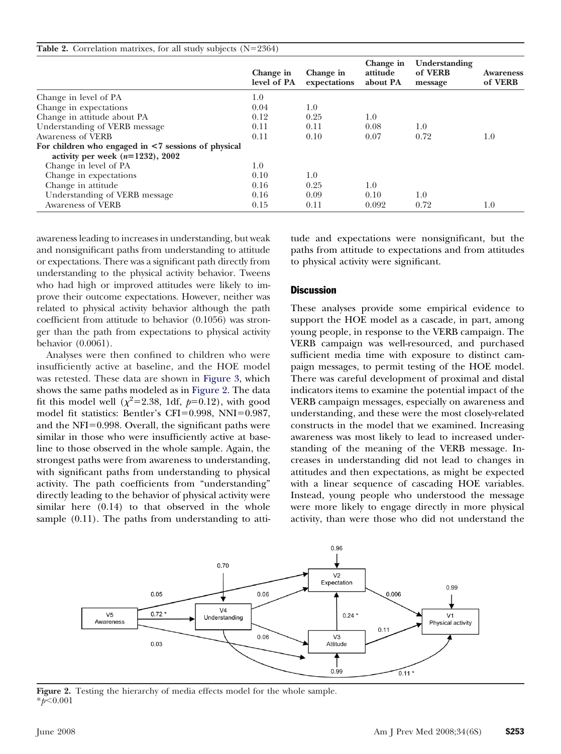**Table 2.** Correlation matrixes, for all study subjects (N=2364)

| | Change in level of PA | Change in expectations | Change in attitude about PA | Understanding of VERB message | Awareness of VERB |
|---|---|---|---|---|---|
| Change in level of PA | 1.0 | | | | |
| Change in expectations | 0.04 | 1.0 | | | |
| Change in attitude about PA | 0.12 | 0.25 | 1.0 | | |
| Understanding of VERB message | 0.11 | 0.11 | 0.08 | 1.0 | |
| Awareness of VERB | 0.11 | 0.10 | 0.07 | 0.72 | 1.0 |
| **For children who engaged in <7 sessions of physical activity per week (*n*=1232), 2002** | | | | | |
| Change in level of PA | 1.0 | | | | |
| Change in expectations | 0.10 | 1.0 | | | |
| Change in attitude | 0.16 | 0.25 | 1.0 | | |
| Understanding of VERB message | 0.16 | 0.09 | 0.10 | 1.0 | |
| Awareness of VERB | 0.15 | 0.11 | 0.092 | 0.72 | 1.0 |

awareness leading to increases in understanding, but weak and nonsignificant paths from understanding to attitude or expectations. There was a significant path directly from understanding to the physical activity behavior. Tweens who had high or improved attitudes were likely to improve their outcome expectations. However, neither was related to physical activity behavior although the path coefficient from attitude to behavior (0.1056) was stronger than the path from expectations to physical activity behavior (0.0061).

Analyses were then confined to children who were insufficiently active at baseline, and the HOE model was retested. These data are shown in Figure 3, which shows the same paths modeled as in Figure 2. The data fit this model well ($\chi^2$=2.38, 1df, $p$=0.12), with good model fit statistics: Bentler's CFI=0.998, NNI=0.987, and the NFI=0.998. Overall, the significant paths were similar in those who were insufficiently active at baseline to those observed in the whole sample. Again, the strongest paths were from awareness to understanding, with significant paths from understanding to physical activity. The path coefficients from "understanding" directly leading to the behavior of physical activity were similar here (0.14) to that observed in the whole sample (0.11). The paths from understanding to attitude and expectations were nonsignificant, but the paths from attitude to expectations and from attitudes to physical activity were significant.

## Discussion

These analyses provide some empirical evidence to support the HOE model as a cascade, in part, among young people, in response to the VERB campaign. The VERB campaign was well-resourced, and purchased sufficient media time with exposure to distinct campaign messages, to permit testing of the HOE model. There was careful development of proximal and distal indicators items to examine the potential impact of the VERB campaign messages, especially on awareness and understanding, and these were the most closely-related constructs in the model that we examined. Increasing awareness was most likely to lead to increased understanding of the meaning of the VERB message. Increases in understanding did not lead to changes in attitudes and then expectations, as might be expected with a linear sequence of cascading HOE variables. Instead, young people who understood the message were more likely to engage directly in more physical activity, than were those who did not understand the

**Figure 2.** Testing the hierarchy of media effects model for the whole sample.
*$p$<0.001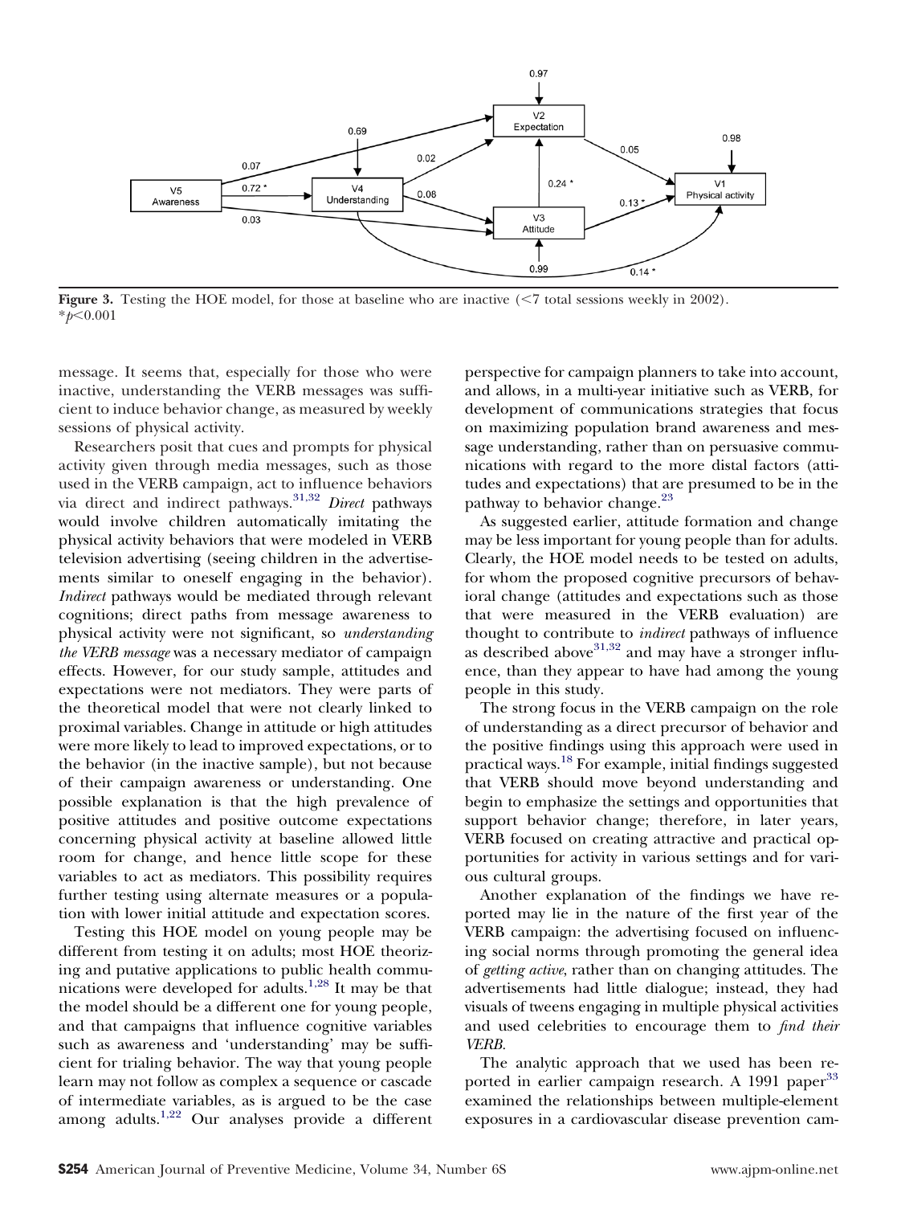**Figure 3.** Testing the HOE model, for those at baseline who are inactive (<7 total sessions weekly in 2002). $*p<0.001$

message. It seems that, especially for those who were inactive, understanding the VERB messages was sufficient to induce behavior change, as measured by weekly sessions of physical activity.

Researchers posit that cues and prompts for physical activity given through media messages, such as those used in the VERB campaign, act to influence behaviors via direct and indirect pathways.[31,32] *Direct* pathways would involve children automatically imitating the physical activity behaviors that were modeled in VERB television advertising (seeing children in the advertisements similar to oneself engaging in the behavior). *Indirect* pathways would be mediated through relevant cognitions; direct paths from message awareness to physical activity were not significant, so *understanding the VERB message* was a necessary mediator of campaign effects. However, for our study sample, attitudes and expectations were not mediators. They were parts of the theoretical model that were not clearly linked to proximal variables. Change in attitude or high attitudes were more likely to lead to improved expectations, or to the behavior (in the inactive sample), but not because of their campaign awareness or understanding. One possible explanation is that the high prevalence of positive attitudes and positive outcome expectations concerning physical activity at baseline allowed little room for change, and hence little scope for these variables to act as mediators. This possibility requires further testing using alternate measures or a population with lower initial attitude and expectation scores.

Testing this HOE model on young people may be different from testing it on adults; most HOE theorizing and putative applications to public health communications were developed for adults.[1,28] It may be that the model should be a different one for young people, and that campaigns that influence cognitive variables such as awareness and 'understanding' may be sufficient for trialing behavior. The way that young people learn may not follow as complex a sequence or cascade of intermediate variables, as is argued to be the case among adults.[1,22] Our analyses provide a different perspective for campaign planners to take into account, and allows, in a multi-year initiative such as VERB, for development of communications strategies that focus on maximizing population brand awareness and message understanding, rather than on persuasive communications with regard to the more distal factors (attitudes and expectations) that are presumed to be in the pathway to behavior change.[23]

As suggested earlier, attitude formation and change may be less important for young people than for adults. Clearly, the HOE model needs to be tested on adults, for whom the proposed cognitive precursors of behavioral change (attitudes and expectations such as those that were measured in the VERB evaluation) are thought to contribute to *indirect* pathways of influence as described above[31,32] and may have a stronger influence, than they appear to have had among the young people in this study.

The strong focus in the VERB campaign on the role of understanding as a direct precursor of behavior and the positive findings using this approach were used in practical ways.[18] For example, initial findings suggested that VERB should move beyond understanding and begin to emphasize the settings and opportunities that support behavior change; therefore, in later years, VERB focused on creating attractive and practical opportunities for activity in various settings and for various cultural groups.

Another explanation of the findings we have reported may lie in the nature of the first year of the VERB campaign: the advertising focused on influencing social norms through promoting the general idea of *getting active*, rather than on changing attitudes. The advertisements had little dialogue; instead, they had visuals of tweens engaging in multiple physical activities and used celebrities to encourage them to *find their VERB*.

The analytic approach that we used has been reported in earlier campaign research. A 1991 paper[33] examined the relationships between multiple-element exposures in a cardiovascular disease prevention cam-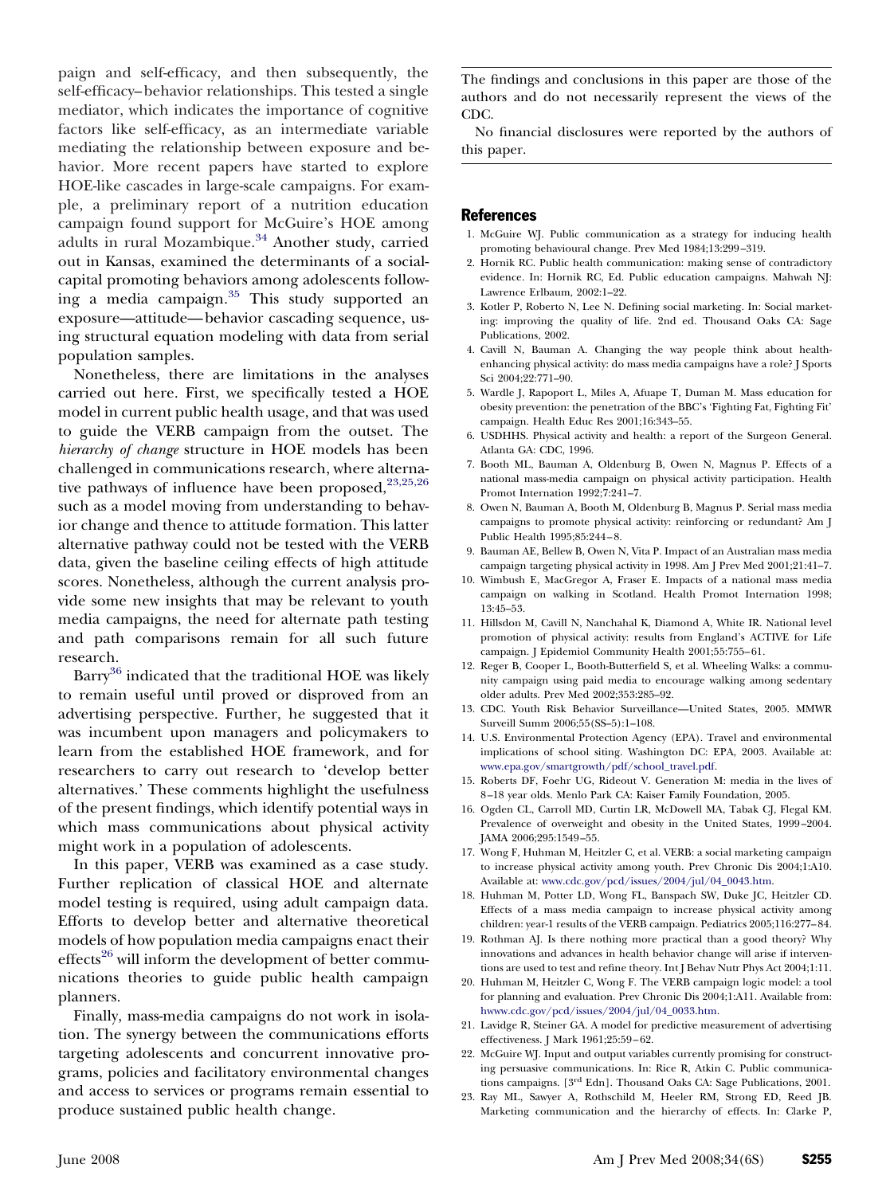paign and self-efficacy, and then subsequently, the self-efficacy–behavior relationships. This tested a single mediator, which indicates the importance of cognitive factors like self-efficacy, as an intermediate variable mediating the relationship between exposure and behavior. More recent papers have started to explore HOE-like cascades in large-scale campaigns. For example, a preliminary report of a nutrition education campaign found support for McGuire's HOE among adults in rural Mozambique.[34] Another study, carried out in Kansas, examined the determinants of a social-capital promoting behaviors among adolescents following a media campaign.[35] This study supported an exposure—attitude—behavior cascading sequence, using structural equation modeling with data from serial population samples.

Nonetheless, there are limitations in the analyses carried out here. First, we specifically tested a HOE model in current public health usage, and that was used to guide the VERB campaign from the outset. The *hierarchy of change* structure in HOE models has been challenged in communications research, where alternative pathways of influence have been proposed,[23,25,26] such as a model moving from understanding to behavior change and thence to attitude formation. This latter alternative pathway could not be tested with the VERB data, given the baseline ceiling effects of high attitude scores. Nonetheless, although the current analysis provide some new insights that may be relevant to youth media campaigns, the need for alternate path testing and path comparisons remain for all such future research.

Barry[36] indicated that the traditional HOE was likely to remain useful until proved or disproved from an advertising perspective. Further, he suggested that it was incumbent upon managers and policymakers to learn from the established HOE framework, and for researchers to carry out research to 'develop better alternatives.' These comments highlight the usefulness of the present findings, which identify potential ways in which mass communications about physical activity might work in a population of adolescents.

In this paper, VERB was examined as a case study. Further replication of classical HOE and alternate model testing is required, using adult campaign data. Efforts to develop better and alternative theoretical models of how population media campaigns enact their effects[26] will inform the development of better communications theories to guide public health campaign planners.

Finally, mass-media campaigns do not work in isolation. The synergy between the communications efforts targeting adolescents and concurrent innovative programs, policies and facilitatory environmental changes and access to services or programs remain essential to produce sustained public health change.

---

The findings and conclusions in this paper are those of the authors and do not necessarily represent the views of the CDC.

No financial disclosures were reported by the authors of this paper.

---

## References

1. McGuire WJ. Public communication as a strategy for inducing health promoting behavioural change. Prev Med 1984;13:299–319.
2. Hornik RC. Public health communication: making sense of contradictory evidence. In: Hornik RC, Ed. Public education campaigns. Mahwah NJ: Lawrence Erlbaum, 2002:1–22.
3. Kotler P, Roberto N, Lee N. Defining social marketing. In: Social marketing: improving the quality of life. 2nd ed. Thousand Oaks CA: Sage Publications, 2002.
4. Cavill N, Bauman A. Changing the way people think about health-enhancing physical activity: do mass media campaigns have a role? J Sports Sci 2004;22:771–90.
5. Wardle J, Rapoport L, Miles A, Afuape T, Duman M. Mass education for obesity prevention: the penetration of the BBC's 'Fighting Fat, Fighting Fit' campaign. Health Educ Res 2001;16:343–55.
6. USDHHS. Physical activity and health: a report of the Surgeon General. Atlanta GA: CDC, 1996.
7. Booth ML, Bauman A, Oldenburg B, Owen N, Magnus P. Effects of a national mass-media campaign on physical activity participation. Health Promot International 1992;7:241–7.
8. Owen N, Bauman A, Booth M, Oldenburg B, Magnus P. Serial mass media campaigns to promote physical activity: reinforcing or redundant? Am J Public Health 1995;85:244–8.
9. Bauman AE, Bellew B, Owen N, Vita P. Impact of an Australian mass media campaign targeting physical activity in 1998. Am J Prev Med 2001;21:41–7.
10. Wimbush E, MacGregor A, Fraser E. Impacts of a national mass media campaign on walking in Scotland. Health Promot International 1998;13:45–53.
11. Hillsdon M, Cavill N, Nanchahal K, Diamond A, White IR. National level promotion of physical activity: results from England's ACTIVE for Life campaign. J Epidemiol Community Health 2001;55:755–61.
12. Reger B, Cooper L, Booth-Butterfield S, et al. Wheeling Walks: a community campaign using paid media to encourage walking among sedentary older adults. Prev Med 2002;353:285–92.
13. CDC. Youth Risk Behavior Surveillance—United States, 2005. MMWR Surveill Summ 2006;55(SS–5):1–108.
14. U.S. Environmental Protection Agency (EPA). Travel and environmental implications of school siting. Washington DC: EPA, 2003. Available at: www.epa.gov/smartgrowth/pdf/school_travel.pdf.
15. Roberts DF, Foehr UG, Rideout V. Generation M: media in the lives of 8–18 year olds. Menlo Park CA: Kaiser Family Foundation, 2005.
16. Ogden CL, Carroll MD, Curtin LR, McDowell MA, Tabak CJ, Flegal KM. Prevalence of overweight and obesity in the United States, 1999–2004. JAMA 2006;295:1549–55.
17. Wong F, Huhman M, Heitzler C, et al. VERB: a social marketing campaign to increase physical activity among youth. Prev Chronic Dis 2004;1:A10. Available at: www.cdc.gov/pcd/issues/2004/jul/04_0043.htm.
18. Huhman M, Potter LD, Wong FL, Banspach SW, Duke JC, Heitzler CD. Effects of a mass media campaign to increase physical activity among children: year-1 results of the VERB campaign. Pediatrics 2005;116:277–84.
19. Rothman AJ. Is there nothing more practical than a good theory? Why innovations and advances in health behavior change will arise if interventions are used to test and refine theory. Int J Behav Nutr Phys Act 2004;1:11.
20. Huhman M, Heitzler C, Wong F. The VERB campaign logic model: a tool for planning and evaluation. Prev Chronic Dis 2004;1:A11. Available from: hwww.cdc.gov/pcd/issues/2004/jul/04_0033.htm.
21. Lavidge R, Steiner GA. A model for predictive measurement of advertising effectiveness. J Mark 1961;25:59–62.
22. McGuire WJ. Input and output variables currently promising for constructing persuasive communications. In: Rice R, Atkin C. Public communications campaigns. [3rd Edn]. Thousand Oaks CA: Sage Publications, 2001.
23. Ray ML, Sawyer A, Rothschild M, Heeler RM, Strong ED, Reed JB. Marketing communication and the hierarchy of effects. In: Clarke P,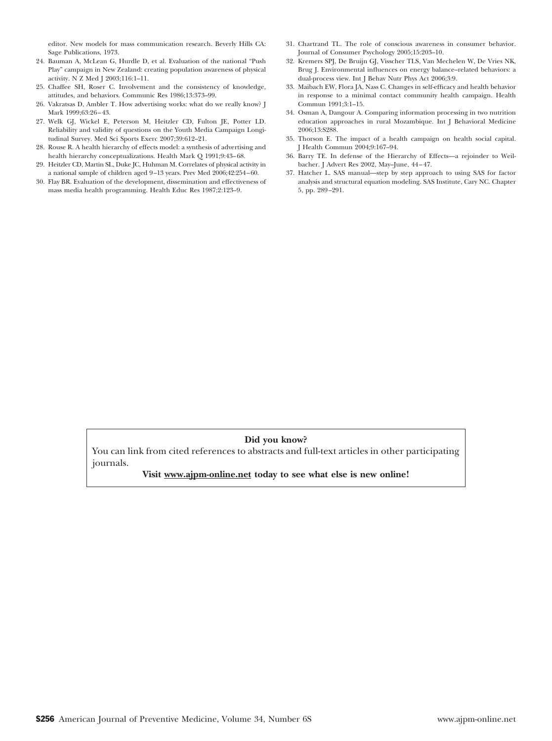editor. New models for mass communication research. Beverly Hills CA: Sage Publications, 1973.

24. Bauman A, McLean G, Hurdle D, et al. Evaluation of the national "Push Play" campaign in New Zealand: creating population awareness of physical activity. N Z Med J 2003;116:1–11.
25. Chaffee SH, Roser C. Involvement and the consistency of knowledge, attitudes, and behaviors. Communic Res 1986;13:373–99.
26. Vakratsas D, Ambler T. How advertising works: what do we really know? J Mark 1999;63:26–43.
27. Welk GJ, Wickel E, Peterson M, Heitzler CD, Fulton JE, Potter LD. Reliability and validity of questions on the Youth Media Campaign Longitudinal Survey. Med Sci Sports Exerc 2007;39:612–21.
28. Rouse R. A health hierarchy of effects model: a synthesis of advertising and health hierarchy conceptualizations. Health Mark Q 1991;9:43–68.
29. Heitzler CD, Martin SL, Duke JC, Huhman M. Correlates of physical activity in a national sample of children aged 9–13 years. Prev Med 2006;42:254–60.
30. Flay BR. Evaluation of the development, dissemination and effectiveness of mass media health programming. Health Educ Res 1987;2:123–9.
31. Chartrand TL. The role of conscious awareness in consumer behavior. Journal of Consumer Psychology 2005;15:203–10.
32. Kremers SPJ, De Bruijn GJ, Visscher TLS, Van Mechelen W, De Vries NK, Brug J. Environmental influences on energy balance–related behaviors: a dual-process view. Int J Behav Nutr Phys Act 2006;3:9.
33. Maibach EW, Flora JA, Nass C. Changes in self-efficacy and health behavior in response to a minimal contact community health campaign. Health Commun 1991;3:1–15.
34. Osman A, Dangour A. Comparing information processing in two nutrition education approaches in rural Mozambique. Int J Behavioral Medicine 2006;13:S288.
35. Thorson E. The impact of a health campaign on health social capital. J Health Commun 2004;9:167–94.
36. Barry TE. In defense of the Hierarchy of Effects—a rejoinder to Weilbacher. J Advert Res 2002, May–June, 44–47.
37. Hatcher L. SAS manual—step by step approach to using SAS for factor analysis and structural equation modeling. SAS Institute, Cary NC. Chapter 5, pp. 289–291.

**Did you know?**

You can link from cited references to abstracts and full-text articles in other participating journals.

**Visit www.ajpm-online.net today to see what else is new online!**